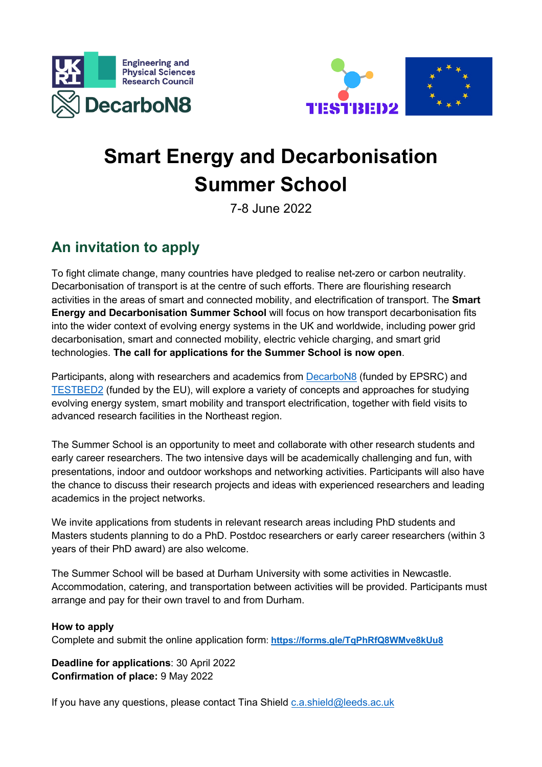# Smart Energy and Decarbonisation Summer School

7-8 June 2022

## An invitation to apply

To fight climate change, many countries have pledged to realise net-zero or carbon neutrality. Decarbonisation of transport is at the centre of such efforts. There are flourishing research activities in the areas of smart and connected mobility, and electrification of transport. The **Smart Energy and Decarbonisation Summer School** will focus on how transport decarbonisation fits into the wider context of evolving energy systems in the UK and worldwide, including power grid decarbonisation, smart and connected mobility, electric vehicle charging, and smart grid technologies. **The call for applications for the Summer School is now open**.

Participants, along with researchers and academics from DecarboN8 (funded by EPSRC) and TESTBED2 (funded by the EU), will explore a variety of concepts and approaches for studying evolving energy system, smart mobility and transport electrification, together with field visits to advanced research facilities in the Northeast region.

The Summer School is an opportunity to meet and collaborate with other research students and early career researchers. The two intensive days will be academically challenging and fun, with presentations, indoor and outdoor workshops and networking activities. Participants will also have the chance to discuss their research projects and ideas with experienced researchers and leading academics in the project networks.

We invite applications from students in relevant research areas including PhD students and Masters students planning to do a PhD. Postdoc researchers or early career researchers (within 3 years of their PhD award) are also welcome.

The Summer School will be based at Durham University with some activities in Newcastle. Accommodation, catering, and transportation between activities will be provided. Participants must arrange and pay for their own travel to and from Durham.

**How to apply**
Complete and submit the online application form: **https://forms.gle/TqPhRfQ8WMve8kUu8**

**Deadline for applications**: 30 April 2022
**Confirmation of place:** 9 May 2022

If you have any questions, please contact Tina Shield c.a.shield@leeds.ac.uk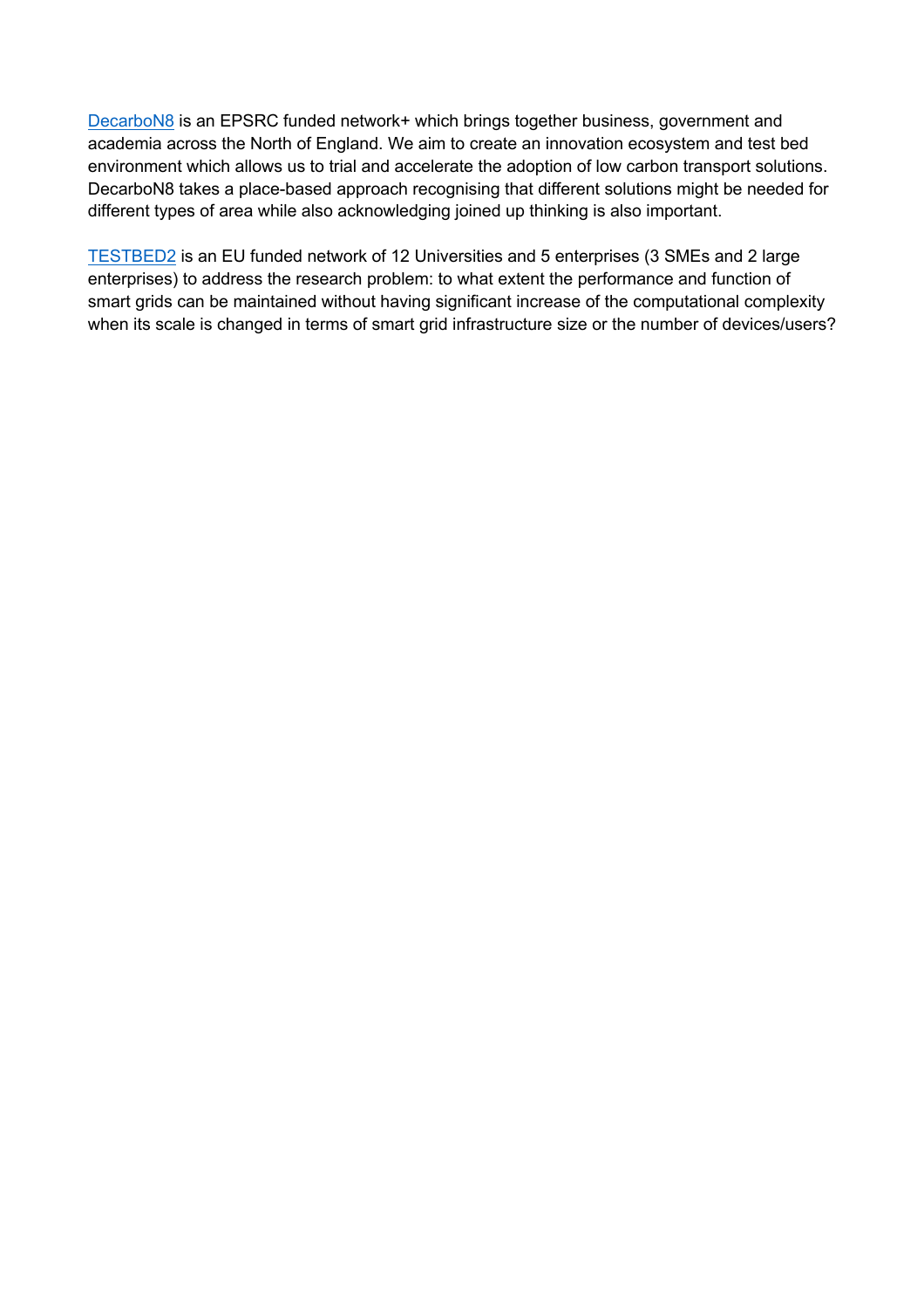DecarboN8 is an EPSRC funded network+ which brings together business, government and academia across the North of England. We aim to create an innovation ecosystem and test bed environment which allows us to trial and accelerate the adoption of low carbon transport solutions. DecarboN8 takes a place-based approach recognising that different solutions might be needed for different types of area while also acknowledging joined up thinking is also important.

TESTBED2 is an EU funded network of 12 Universities and 5 enterprises (3 SMEs and 2 large enterprises) to address the research problem: to what extent the performance and function of smart grids can be maintained without having significant increase of the computational complexity when its scale is changed in terms of smart grid infrastructure size or the number of devices/users?